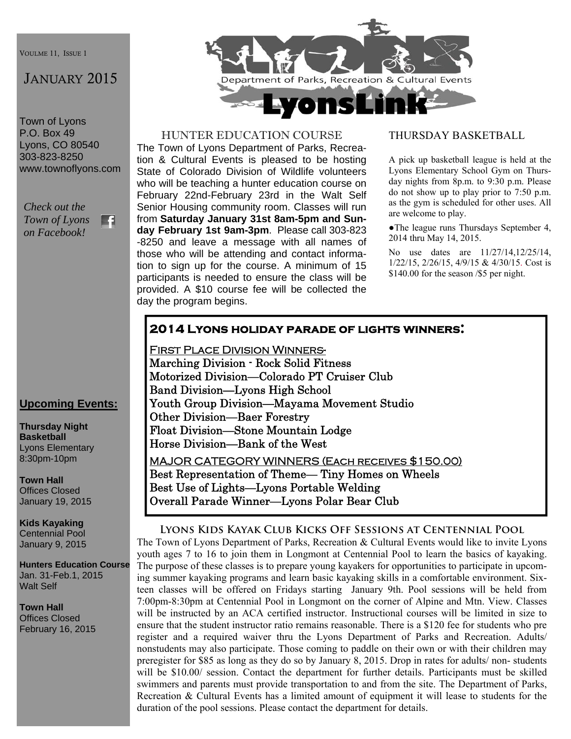VOULME 11, ISSUE 1

JANUARY 2015

Town of Lyons
P.O. Box 49
Lyons, CO 80540
303-823-8250
www.townoflyons.com

*Check out the Town of Lyons on Facebook!*

# LyonsLink

Department of Parks, Recreation & Cultural Events

## HUNTER EDUCATION COURSE

The Town of Lyons Department of Parks, Recreation & Cultural Events is pleased to be hosting State of Colorado Division of Wildlife volunteers who will be teaching a hunter education course on February 22nd-February 23rd in the Walt Self Senior Housing community room. Classes will run from **Saturday January 31st 8am-5pm and Sunday February 1st 9am-3pm**. Please call 303-823-8250 and leave a message with all names of those who will be attending and contact information to sign up for the course. A minimum of 15 participants is needed to ensure the class will be provided. A $10 course fee will be collected the day the program begins.

## THURSDAY BASKETBALL

A pick up basketball league is held at the Lyons Elementary School Gym on Thursday nights from 8p.m. to 9:30 p.m. Please do not show up to play prior to 7:50 p.m. as the gym is scheduled for other uses. All are welcome to play.

- The league runs Thursdays September 4, 2014 thru May 14, 2015.

No use dates are 11/27/14,12/25/14, 1/22/15, 2/26/15, 4/9/15 & 4/30/15. Cost is $140.00 for the season /$5 per night.

## 2014 Lyons holiday parade of lights winners:

First Place Division Winners-

Marching Division - Rock Solid Fitness
Motorized Division—Colorado PT Cruiser Club
Band Division—Lyons High School
Youth Group Division—Mayama Movement Studio
Other Division—Baer Forestry
Float Division—Stone Mountain Lodge
Horse Division—Bank of the West

MAJOR CATEGORY WINNERS (Each receives $150.00)

Best Representation of Theme— Tiny Homes on Wheels
Best Use of Lights—Lyons Portable Welding
Overall Parade Winner—Lyons Polar Bear Club

## Lyons Kids Kayak Club Kicks Off Sessions at Centennial Pool

The Town of Lyons Department of Parks, Recreation & Cultural Events would like to invite Lyons youth ages 7 to 16 to join them in Longmont at Centennial Pool to learn the basics of kayaking. The purpose of these classes is to prepare young kayakers for opportunities to participate in upcoming summer kayaking programs and learn basic kayaking skills in a comfortable environment. Sixteen classes will be offered on Fridays starting January 9th. Pool sessions will be held from 7:00pm-8:30pm at Centennial Pool in Longmont on the corner of Alpine and Mtn. View. Classes will be instructed by an ACA certified instructor. Instructional courses will be limited in size to ensure that the student instructor ratio remains reasonable. There is a $120 fee for students who pre register and a required waiver thru the Lyons Department of Parks and Recreation. Adults/nonstudents may also participate. Those coming to paddle on their own or with their children may preregister for $85 as long as they do so by January 8, 2015. Drop in rates for adults/ non- students will be $10.00/ session. Contact the department for further details. Participants must be skilled swimmers and parents must provide transportation to and from the site. The Department of Parks, Recreation & Cultural Events has a limited amount of equipment it will lease to students for the duration of the pool sessions. Please contact the department for details.

## Upcoming Events:

**Thursday Night Basketball**
Lyons Elementary
8:30pm-10pm

**Town Hall**
Offices Closed
January 19, 2015

**Kids Kayaking**
Centennial Pool
January 9, 2015

**Hunters Education Course**
Jan. 31-Feb.1, 2015
Walt Self

**Town Hall**
Offices Closed
February 16, 2015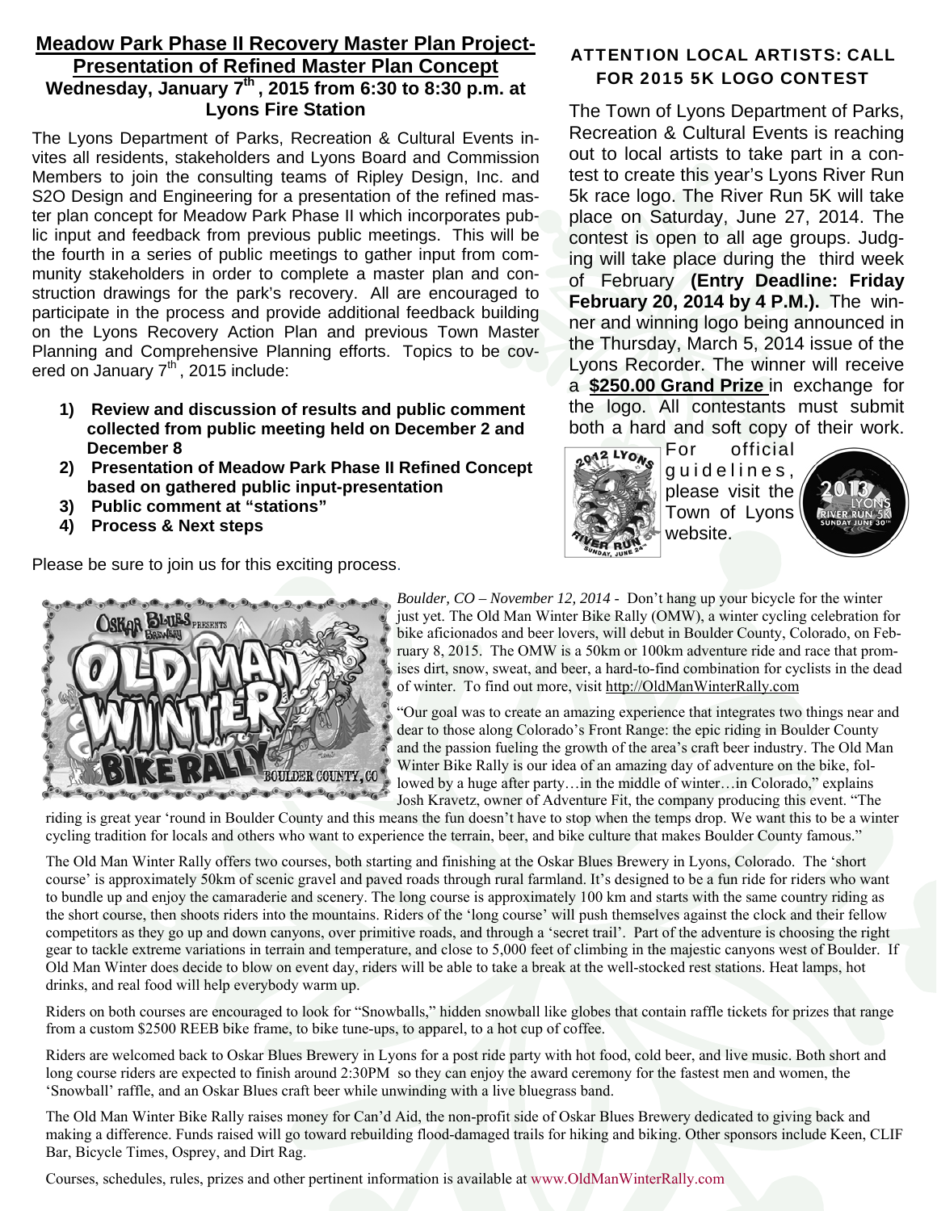## Meadow Park Phase II Recovery Master Plan Project- Presentation of Refined Master Plan Concept

### Wednesday, January 7th, 2015 from 6:30 to 8:30 p.m. at Lyons Fire Station

The Lyons Department of Parks, Recreation & Cultural Events invites all residents, stakeholders and Lyons Board and Commission Members to join the consulting teams of Ripley Design, Inc. and S2O Design and Engineering for a presentation of the refined master plan concept for Meadow Park Phase II which incorporates public input and feedback from previous public meetings. This will be the fourth in a series of public meetings to gather input from community stakeholders in order to complete a master plan and construction drawings for the park's recovery. All are encouraged to participate in the process and provide additional feedback building on the Lyons Recovery Action Plan and previous Town Master Planning and Comprehensive Planning efforts. Topics to be covered on January 7th, 2015 include:

1) **Review and discussion of results and public comment collected from public meeting held on December 2 and December 8**
2) **Presentation of Meadow Park Phase II Refined Concept based on gathered public input-presentation**
3) **Public comment at "stations"**
4) **Process & Next steps**

Please be sure to join us for this exciting process.

## ATTENTION LOCAL ARTISTS: CALL FOR 2015 5K LOGO CONTEST

The Town of Lyons Department of Parks, Recreation & Cultural Events is reaching out to local artists to take part in a contest to create this year's Lyons River Run 5k race logo. The River Run 5K will take place on Saturday, June 27, 2014. The contest is open to all age groups. Judging will take place during the third week of February **(Entry Deadline: Friday February 20, 2014 by 4 P.M.).** The winner and winning logo being announced in the Thursday, March 5, 2014 issue of the Lyons Recorder. The winner will receive a **$250.00 Grand Prize** in exchange for the logo. All contestants must submit both a hard and soft copy of their work. For official guidelines, please visit the Town of Lyons website.

*Boulder, CO – November 12, 2014* - Don't hang up your bicycle for the winter just yet. The Old Man Winter Bike Rally (OMW), a winter cycling celebration for bike aficionados and beer lovers, will debut in Boulder County, Colorado, on February 8, 2015. The OMW is a 50km or 100km adventure ride and race that promises dirt, snow, sweat, and beer, a hard-to-find combination for cyclists in the dead of winter. To find out more, visit http://OldManWinterRally.com

"Our goal was to create an amazing experience that integrates two things near and dear to those along Colorado's Front Range: the epic riding in Boulder County and the passion fueling the growth of the area's craft beer industry. The Old Man Winter Bike Rally is our idea of an amazing day of adventure on the bike, followed by a huge after party…in the middle of winter…in Colorado," explains Josh Kravetz, owner of Adventure Fit, the company producing this event. "The riding is great year 'round in Boulder County and this means the fun doesn't have to stop when the temps drop. We want this to be a winter cycling tradition for locals and others who want to experience the terrain, beer, and bike culture that makes Boulder County famous."

The Old Man Winter Rally offers two courses, both starting and finishing at the Oskar Blues Brewery in Lyons, Colorado. The 'short course' is approximately 50km of scenic gravel and paved roads through rural farmland. It's designed to be a fun ride for riders who want to bundle up and enjoy the camaraderie and scenery. The long course is approximately 100 km and starts with the same country riding as the short course, then shoots riders into the mountains. Riders of the 'long course' will push themselves against the clock and their fellow competitors as they go up and down canyons, over primitive roads, and through a 'secret trail'. Part of the adventure is choosing the right gear to tackle extreme variations in terrain and temperature, and close to 5,000 feet of climbing in the majestic canyons west of Boulder. If Old Man Winter does decide to blow on event day, riders will be able to take a break at the well-stocked rest stations. Heat lamps, hot drinks, and real food will help everybody warm up.

Riders on both courses are encouraged to look for "Snowballs," hidden snowball like globes that contain raffle tickets for prizes that range from a custom $2500 REEB bike frame, to bike tune-ups, to apparel, to a hot cup of coffee.

Riders are welcomed back to Oskar Blues Brewery in Lyons for a post ride party with hot food, cold beer, and live music. Both short and long course riders are expected to finish around 2:30PM so they can enjoy the award ceremony for the fastest men and women, the 'Snowball' raffle, and an Oskar Blues craft beer while unwinding with a live bluegrass band.

The Old Man Winter Bike Rally raises money for Can'd Aid, the non-profit side of Oskar Blues Brewery dedicated to giving back and making a difference. Funds raised will go toward rebuilding flood-damaged trails for hiking and biking. Other sponsors include Keen, CLIF Bar, Bicycle Times, Osprey, and Dirt Rag.

Courses, schedules, rules, prizes and other pertinent information is available at www.OldManWinterRally.com